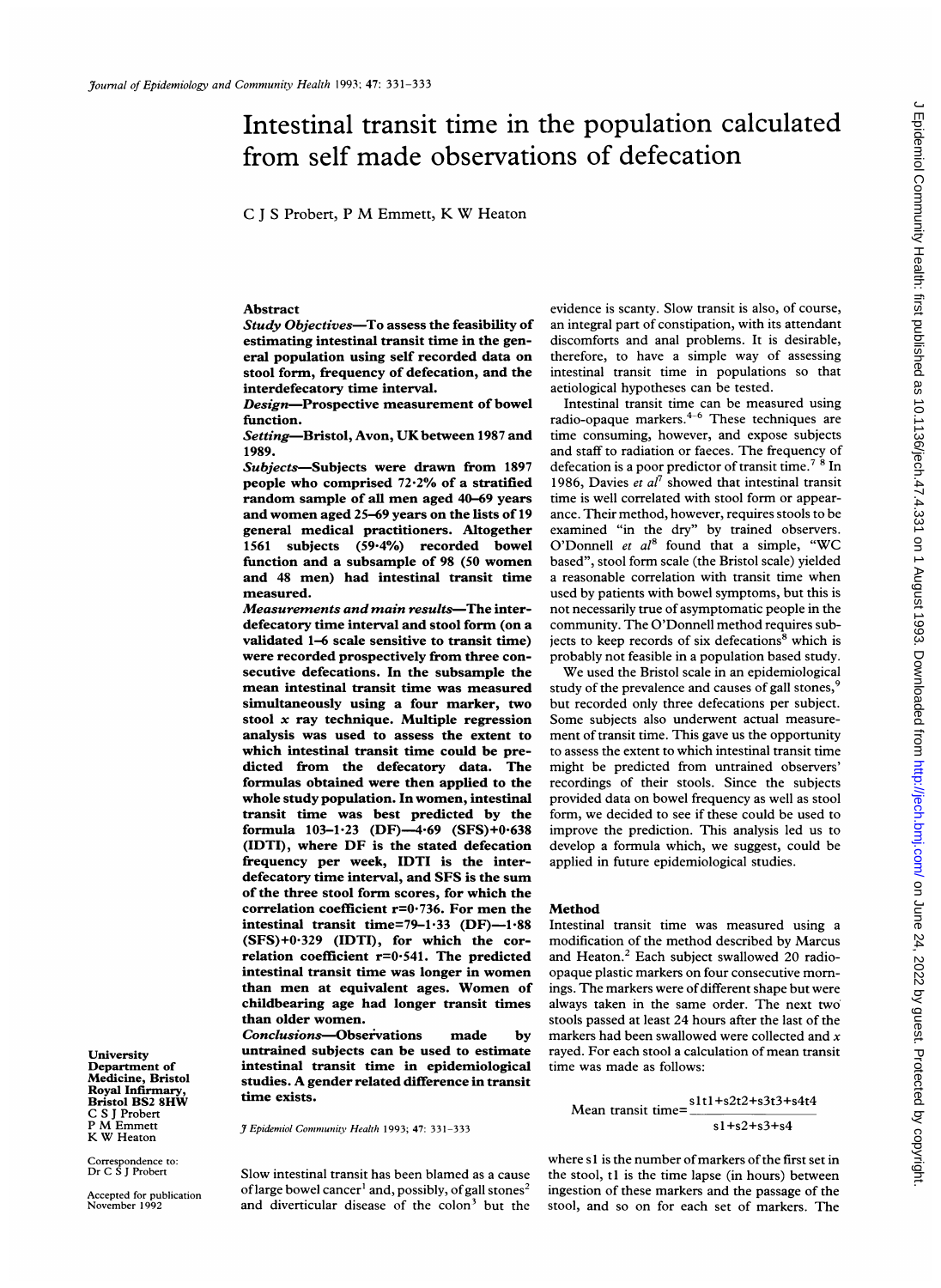# Intestinal transit time in the population calculated from self made observations of defecation

C J S Probert, P M Emmett, K W Heaton

University Department of Medicine, Bristol Royal Infirmary, Bristol BS2 8HW
C S J Probert
P M Emmett
K W Heaton

Correspondence to: Dr C S J Probert

Accepted for publication November 1992

## Abstract

***Study Objectives*—To assess the feasibility of estimating intestinal transit time in the general population using self recorded data on stool form, frequency of defecation, and the interdefecatory time interval.**

***Design*—Prospective measurement of bowel function.**

***Setting*—Bristol, Avon, UK between 1987 and 1989.**

***Subjects*—Subjects were drawn from 1897 people who comprised 72·2% of a stratified random sample of all men aged 40–69 years and women aged 25–69 years on the lists of 19 general medical practitioners. Altogether 1561 subjects (59·4%) recorded bowel function and a subsample of 98 (50 women and 48 men) had intestinal transit time measured.**

***Measurements and main results*—The interdefecatory time interval and stool form (on a validated 1–6 scale sensitive to transit time) were recorded prospectively from three consecutive defecations. In the subsample the mean intestinal transit time was measured simultaneously using a four marker, two stool *x* ray technique. Multiple regression analysis was used to assess the extent to which intestinal transit time could be predicted from the defecatory data. The formulas obtained were then applied to the whole study population. In women, intestinal transit time was best predicted by the formula 103–1·23 (DF)—4·69 (SFS)+0·638 (IDTI), where DF is the stated defecation frequency per week, IDTI is the interdefecatory time interval, and SFS is the sum of the three stool form scores, for which the correlation coefficient r=0·736. For men the intestinal transit time=79–1·33 (DF)—1·88 (SFS)+0·329 (IDTI), for which the correlation coefficient r=0·541. The predicted intestinal transit time was longer in women than men at equivalent ages. Women of childbearing age had longer transit times than older women.**

***Conclusions*—Observations made by untrained subjects can be used to estimate intestinal transit time in epidemiological studies. A gender related difference in transit time exists.**

*J Epidemiol Community Health* 1993; 47: 331–333

Slow intestinal transit has been blamed as a cause of large bowel cancer[1] and, possibly, of gall stones[2] and diverticular disease of the colon[3] but the evidence is scanty. Slow transit is also, of course, an integral part of constipation, with its attendant discomforts and anal problems. It is desirable, therefore, to have a simple way of assessing intestinal transit time in populations so that aetiological hypotheses can be tested.

Intestinal transit time can be measured using radio-opaque markers.[4–6] These techniques are time consuming, however, and expose subjects and staff to radiation or faeces. The frequency of defecation is a poor predictor of transit time.[7 8] In 1986, Davies *et al*[7] showed that intestinal transit time is well correlated with stool form or appearance. Their method, however, requires stools to be examined "in the dry" by trained observers. O'Donnell *et al*[8] found that a simple, "WC based", stool form scale (the Bristol scale) yielded a reasonable correlation with transit time when used by patients with bowel symptoms, but this is not necessarily true of asymptomatic people in the community. The O'Donnell method requires subjects to keep records of six defecations[8] which is probably not feasible in a population based study.

We used the Bristol scale in an epidemiological study of the prevalence and causes of gall stones,[9] but recorded only three defecations per subject. Some subjects also underwent actual measurement of transit time. This gave us the opportunity to assess the extent to which intestinal transit time might be predicted from untrained observers' recordings of their stools. Since the subjects provided data on bowel frequency as well as stool form, we decided to see if these could be used to improve the prediction. This analysis led us to develop a formula which, we suggest, could be applied in future epidemiological studies.

## Method

Intestinal transit time was measured using a modification of the method described by Marcus and Heaton.[2] Each subject swallowed 20 radio-opaque plastic markers on four consecutive mornings. The markers were of different shape but were always taken in the same order. The next two stools passed at least 24 hours after the last of the markers had been swallowed were collected and *x* rayed. For each stool a calculation of mean transit time was made as follows:

$$\text{Mean transit time} = \frac{s1t1+s2t2+s3t3+s4t4}{s1+s2+s3+s4}$$

where s1 is the number of markers of the first set in the stool, t1 is the time lapse (in hours) between ingestion of these markers and the passage of the stool, and so on for each set of markers. The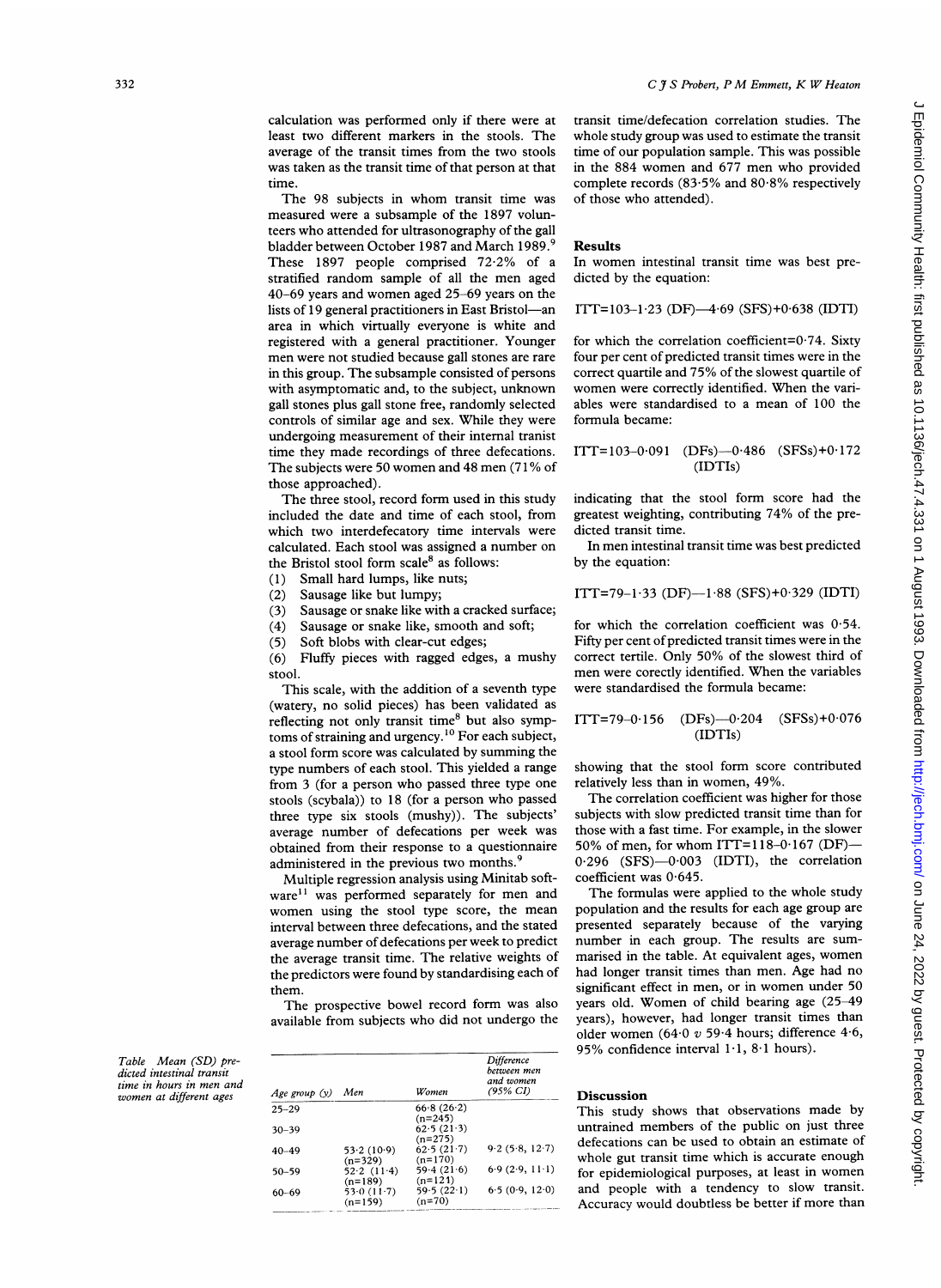calculation was performed only if there were at least two different markers in the stools. The average of the transit times from the two stools was taken as the transit time of that person at that time.

The 98 subjects in whom transit time was measured were a subsample of the 1897 volunteers who attended for ultrasonography of the gall bladder between October 1987 and March 1989.[9] These 1897 people comprised 72·2% of a stratified random sample of all the men aged 40–69 years and women aged 25–69 years on the lists of 19 general practitioners in East Bristol—an area in which virtually everyone is white and registered with a general practitioner. Younger men were not studied because gall stones are rare in this group. The subsample consisted of persons with asymptomatic and, to the subject, unknown gall stones plus gall stone free, randomly selected controls of similar age and sex. While they were undergoing measurement of their internal transit time they made recordings of three defecations. The subjects were 50 women and 48 men (71% of those approached).

The three stool, record form used in this study included the date and time of each stool, from which two interdefecatory time intervals were calculated. Each stool was assigned a number on the Bristol stool form scale[8] as follows:

(1) Small hard lumps, like nuts;
(2) Sausage like but lumpy;
(3) Sausage or snake like with a cracked surface;
(4) Sausage or snake like, smooth and soft;
(5) Soft blobs with clear-cut edges;
(6) Fluffy pieces with ragged edges, a mushy stool.

This scale, with the addition of a seventh type (watery, no solid pieces) has been validated as reflecting not only transit time[8] but also symptoms of straining and urgency.[10] For each subject, a stool form score was calculated by summing the type numbers of each stool. This yielded a range from 3 (for a person who passed three type one stools (scybala)) to 18 (for a person who passed three type six stools (mushy)). The subjects' average number of defecations per week was obtained from their response to a questionnaire administered in the previous two months.[9]

Multiple regression analysis using Minitab software[11] was performed separately for men and women using the stool type score, the mean interval between three defecations, and the stated average number of defecations per week to predict the average transit time. The relative weights of the predictors were found by standardising each of them.

The prospective bowel record form was also available from subjects who did not undergo the transit time/defecation correlation studies. The whole study group was used to estimate the transit time of our population sample. This was possible in the 884 women and 677 men who provided complete records (83·5% and 80·8% respectively of those who attended).

## Results

In women intestinal transit time was best predicted by the equation:

$$\text{ITT}=103-1{\cdot}23\ (\text{DF})-4{\cdot}69\ (\text{SFS})+0{\cdot}638\ (\text{IDTI})$$

for which the correlation coefficient=0·74. Sixty four per cent of predicted transit times were in the correct quartile and 75% of the slowest quartile of women were correctly identified. When the variables were standardised to a mean of 100 the formula became:

$$\text{ITT}=103-0{\cdot}091\ (\text{DFs})-0{\cdot}486\ (\text{SFSs})+0{\cdot}172\ (\text{IDTIs})$$

indicating that the stool form score had the greatest weighting, contributing 74% of the predicted transit time.

In men intestinal transit time was best predicted by the equation:

$$\text{ITT}=79-1{\cdot}33\ (\text{DF})-1{\cdot}88\ (\text{SFS})+0{\cdot}329\ (\text{IDTI})$$

for which the correlation coefficient was 0·54. Fifty per cent of predicted transit times were in the correct tertile. Only 50% of the slowest third of men were corectly identified. When the variables were standardised the formula became:

$$\text{ITT}=79-0{\cdot}156\ (\text{DFs})-0{\cdot}204\ (\text{SFSs})+0{\cdot}076\ (\text{IDTIs})$$

showing that the stool form score contributed relatively less than in women, 49%.

The correlation coefficient was higher for those subjects with slow predicted transit time than for those with a fast time. For example, in the slower 50% of men, for whom ITT=118–0·167 (DF)—0·296 (SFS)—0·003 (IDTI), the correlation coefficient was 0·645.

The formulas were applied to the whole study population and the results for each age group are presented separately because of the varying number in each group. The results are summarised in the table. At equivalent ages, women had longer transit times than men. Age had no significant effect in men, or in women under 50 years old. Women of child bearing age (25–49 years), however, had longer transit times than older women (64·0 v 59·4 hours; difference 4·6, 95% confidence interval 1·1, 8·1 hours).

*Table Mean (SD) predicted intestinal transit time in hours in men and women at different ages*

| Age group (y) | Men | Women | Difference between men and women (95% CI) |
|---|---|---|---|
| 25–29 | | 66·8 (26·2) (n=245) | |
| 30–39 | | 62·5 (21·3) (n=275) | |
| 40–49 | 53·2 (10·9) (n=329) | 62·5 (21·7) (n=170) | 9·2 (5·8, 12·7) |
| 50–59 | 52·2 (11·4) (n=189) | 59·4 (21·6) (n=121) | 6·9 (2·9, 11·1) |
| 60–69 | 53·0 (11·7) (n=159) | 59·5 (22·1) (n=70) | 6·5 (0·9, 12·0) |

## Discussion

This study shows that observations made by untrained members of the public on just three defecations can be used to obtain an estimate of whole gut transit time which is accurate enough for epidemiological purposes, at least in women and people with a tendency to slow transit. Accuracy would doubtless be better if more than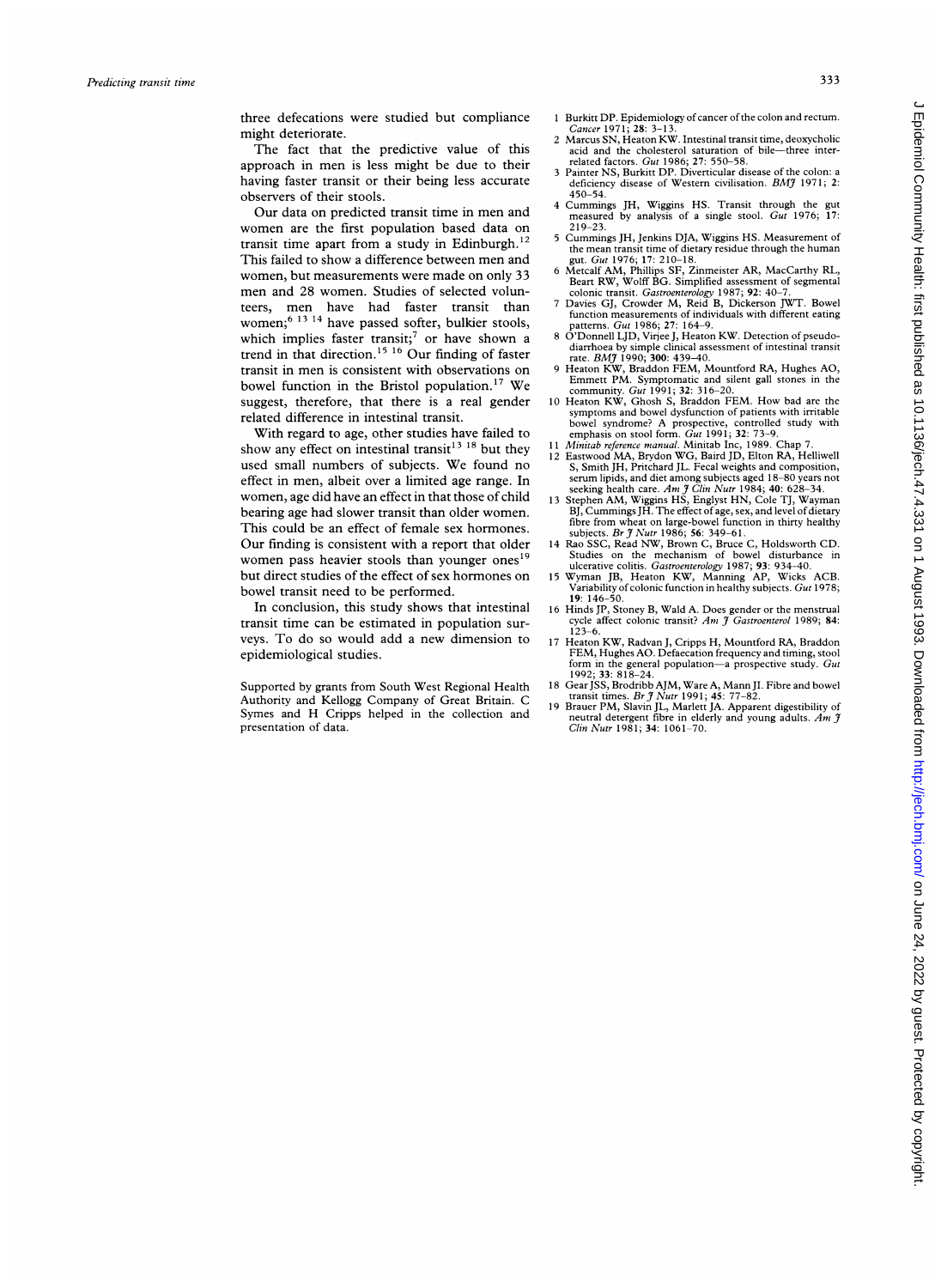three defecations were studied but compliance might deteriorate.

The fact that the predictive value of this approach in men is less might be due to their having faster transit or their being less accurate observers of their stools.

Our data on predicted transit time in men and women are the first population based data on transit time apart from a study in Edinburgh.[12] This failed to show a difference between men and women, but measurements were made on only 33 men and 28 women. Studies of selected volunteers, men have had faster transit than women;[6 13 14] have passed softer, bulkier stools, which implies faster transit;[7] or have shown a trend in that direction.[15 16] Our finding of faster transit in men is consistent with observations on bowel function in the Bristol population.[17] We suggest, therefore, that there is a real gender related difference in intestinal transit.

With regard to age, other studies have failed to show any effect on intestinal transit[13 18] but they used small numbers of subjects. We found no effect in men, albeit over a limited age range. In women, age did have an effect in that those of child bearing age had slower transit than older women. This could be an effect of female sex hormones. Our finding is consistent with a report that older women pass heavier stools than younger ones[19] but direct studies of the effect of sex hormones on bowel transit need to be performed.

In conclusion, this study shows that intestinal transit time can be estimated in population surveys. To do so would add a new dimension to epidemiological studies.

Supported by grants from South West Regional Health Authority and Kellogg Company of Great Britain. C Symes and H Cripps helped in the collection and presentation of data.

1 Burkitt DP. Epidemiology of cancer of the colon and rectum. *Cancer* 1971; **28**: 3–13.
2 Marcus SN, Heaton KW. Intestinal transit time, deoxycholic acid and the cholesterol saturation of bile—three inter-related factors. *Gut* 1986; **27**: 550–58.
3 Painter NS, Burkitt DP. Diverticular disease of the colon: a deficiency disease of Western civilisation. *BMJ* 1971; **2**: 450–54.
4 Cummings JH, Wiggins HS. Transit through the gut measured by analysis of a single stool. *Gut* 1976; **17**: 219–23.
5 Cummings JH, Jenkins DJA, Wiggins HS. Measurement of the mean transit time of dietary residue through the human gut. *Gut* 1976; **17**: 210–18.
6 Metcalf AM, Phillips SF, Zinmeister AR, MacCarthy RL, Beart RW, Wolff BG. Simplified assessment of segmental colonic transit. *Gastroenterology* 1987; **92**: 40–7.
7 Davies GJ, Crowder M, Reid B, Dickerson JWT. Bowel function measurements of individuals with different eating patterns. *Gut* 1986; **27**: 164–9.
8 O'Donnell LJD, Virjee J, Heaton KW. Detection of pseudo-diarrhoea by simple clinical assessment of intestinal transit rate. *BMJ* 1990; **300**: 439–40.
9 Heaton KW, Braddon FEM, Mountford RA, Hughes AO, Emmett PM. Symptomatic and silent gall stones in the community. *Gut* 1991; **32**: 316–20.
10 Heaton KW, Ghosh S, Braddon FEM. How bad are the symptoms and bowel dysfunction of patients with irritable bowel syndrome? A prospective, controlled study with emphasis on stool form. *Gut* 1991; **32**: 73–9.
11 *Minitab reference manual*. Minitab Inc, 1989. Chap 7.
12 Eastwood MA, Brydon WG, Baird JD, Elton RA, Helliwell S, Smith JH, Pritchard JL. Fecal weights and composition, serum lipids, and diet among subjects aged 18–80 years not seeking health care. *Am J Clin Nutr* 1984; **40**: 628–34.
13 Stephen AM, Wiggins HS, Englyst HN, Cole TJ, Wayman BJ, Cummings JH. The effect of age, sex, and level of dietary fibre from wheat on large-bowel function in thirty healthy subjects. *Br J Nutr* 1986; **56**: 349–61.
14 Rao SSC, Read NW, Brown C, Bruce C, Holdsworth CD. Studies on the mechanism of bowel disturbance in ulcerative colitis. *Gastroenterology* 1987; **93**: 934–40.
15 Wyman JB, Heaton KW, Manning AP, Wicks ACB. Variability of colonic function in healthy subjects. *Gut* 1978; **19**: 146–50.
16 Hinds JP, Stoney B, Wald A. Does gender or the menstrual cycle affect colonic transit? *Am J Gastroenterol* 1989; **84**: 123–6.
17 Heaton KW, Radvan J, Cripps H, Mountford RA, Braddon FEM, Hughes AO. Defaecation frequency and timing, stool form in the general population—a prospective study. *Gut* 1992; **33**: 818–24.
18 Gear JSS, Brodribb AJM, Ware A, Mann JI. Fibre and bowel transit times. *Br J Nutr* 1991; **45**: 77–82.
19 Brauer PM, Slavin JL, Marlett JA. Apparent digestibility of neutral detergent fibre in elderly and young adults. *Am J Clin Nutr* 1981; **34**: 1061–70.